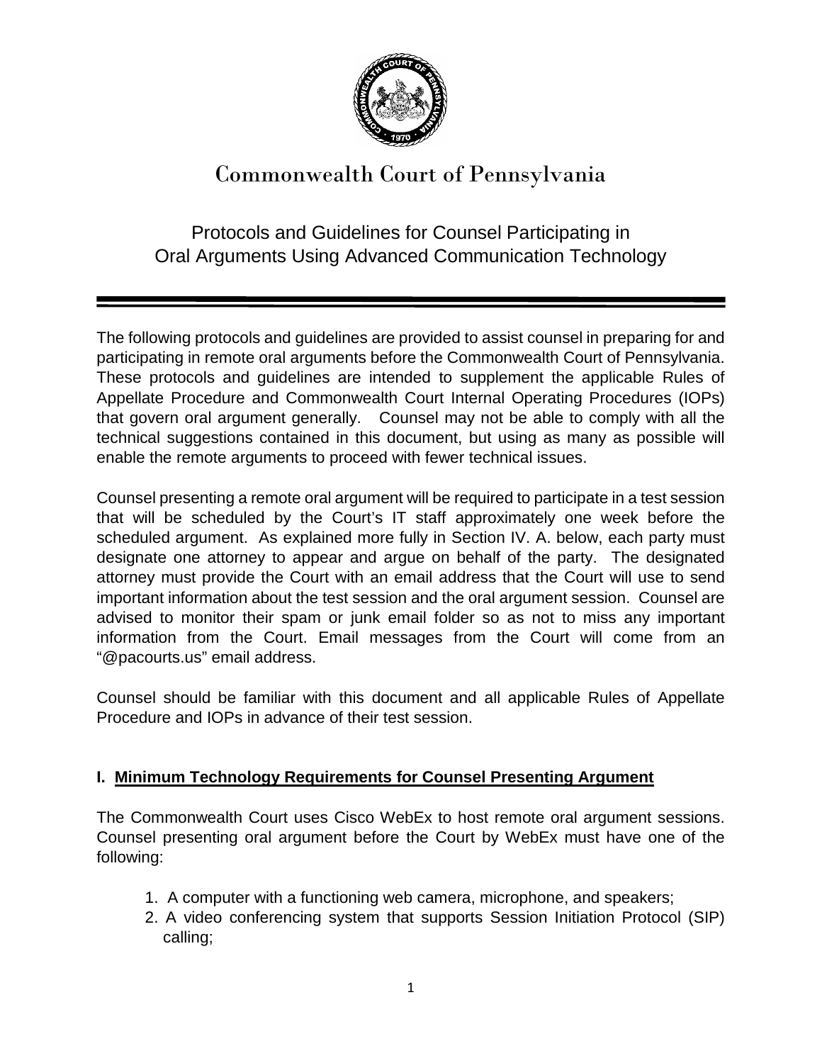# Commonwealth Court of Pennsylvania

## Protocols and Guidelines for Counsel Participating in Oral Arguments Using Advanced Communication Technology

The following protocols and guidelines are provided to assist counsel in preparing for and participating in remote oral arguments before the Commonwealth Court of Pennsylvania. These protocols and guidelines are intended to supplement the applicable Rules of Appellate Procedure and Commonwealth Court Internal Operating Procedures (IOPs) that govern oral argument generally. Counsel may not be able to comply with all the technical suggestions contained in this document, but using as many as possible will enable the remote arguments to proceed with fewer technical issues.

Counsel presenting a remote oral argument will be required to participate in a test session that will be scheduled by the Court's IT staff approximately one week before the scheduled argument. As explained more fully in Section IV. A. below, each party must designate one attorney to appear and argue on behalf of the party. The designated attorney must provide the Court with an email address that the Court will use to send important information about the test session and the oral argument session. Counsel are advised to monitor their spam or junk email folder so as not to miss any important information from the Court. Email messages from the Court will come from an "@pacourts.us" email address.

Counsel should be familiar with this document and all applicable Rules of Appellate Procedure and IOPs in advance of their test session.

### I. Minimum Technology Requirements for Counsel Presenting Argument

The Commonwealth Court uses Cisco WebEx to host remote oral argument sessions. Counsel presenting oral argument before the Court by WebEx must have one of the following:

1. A computer with a functioning web camera, microphone, and speakers;
2. A video conferencing system that supports Session Initiation Protocol (SIP) calling;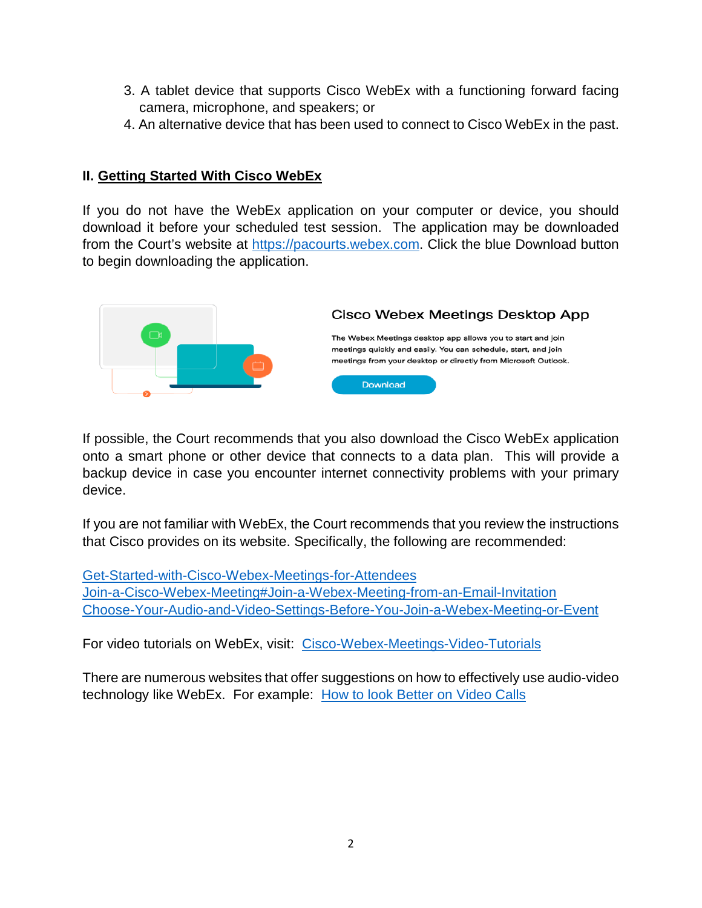3. A tablet device that supports Cisco WebEx with a functioning forward facing camera, microphone, and speakers; or
4. An alternative device that has been used to connect to Cisco WebEx in the past.

## II. Getting Started With Cisco WebEx

If you do not have the WebEx application on your computer or device, you should download it before your scheduled test session. The application may be downloaded from the Court's website at https://pacourts.webex.com. Click the blue Download button to begin downloading the application.

**Cisco Webex Meetings Desktop App**

The Webex Meetings desktop app allows you to start and join meetings quickly and easily. You can schedule, start, and join meetings from your desktop or directly from Microsoft Outlook.

Download

If possible, the Court recommends that you also download the Cisco WebEx application onto a smart phone or other device that connects to a data plan. This will provide a backup device in case you encounter internet connectivity problems with your primary device.

If you are not familiar with WebEx, the Court recommends that you review the instructions that Cisco provides on its website. Specifically, the following are recommended:

Get-Started-with-Cisco-Webex-Meetings-for-Attendees
Join-a-Cisco-Webex-Meeting#Join-a-Webex-Meeting-from-an-Email-Invitation
Choose-Your-Audio-and-Video-Settings-Before-You-Join-a-Webex-Meeting-or-Event

For video tutorials on WebEx, visit: Cisco-Webex-Meetings-Video-Tutorials

There are numerous websites that offer suggestions on how to effectively use audio-video technology like WebEx. For example: How to look Better on Video Calls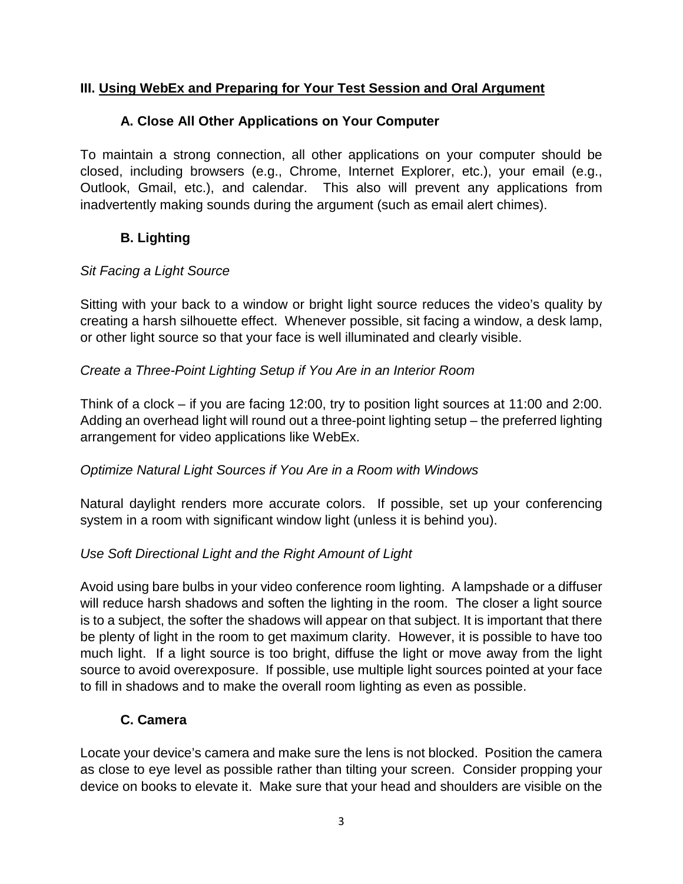## III. Using WebEx and Preparing for Your Test Session and Oral Argument

### A. Close All Other Applications on Your Computer

To maintain a strong connection, all other applications on your computer should be closed, including browsers (e.g., Chrome, Internet Explorer, etc.), your email (e.g., Outlook, Gmail, etc.), and calendar. This also will prevent any applications from inadvertently making sounds during the argument (such as email alert chimes).

### B. Lighting

*Sit Facing a Light Source*

Sitting with your back to a window or bright light source reduces the video's quality by creating a harsh silhouette effect. Whenever possible, sit facing a window, a desk lamp, or other light source so that your face is well illuminated and clearly visible.

*Create a Three-Point Lighting Setup if You Are in an Interior Room*

Think of a clock – if you are facing 12:00, try to position light sources at 11:00 and 2:00. Adding an overhead light will round out a three-point lighting setup – the preferred lighting arrangement for video applications like WebEx.

*Optimize Natural Light Sources if You Are in a Room with Windows*

Natural daylight renders more accurate colors. If possible, set up your conferencing system in a room with significant window light (unless it is behind you).

*Use Soft Directional Light and the Right Amount of Light*

Avoid using bare bulbs in your video conference room lighting. A lampshade or a diffuser will reduce harsh shadows and soften the lighting in the room. The closer a light source is to a subject, the softer the shadows will appear on that subject. It is important that there be plenty of light in the room to get maximum clarity. However, it is possible to have too much light. If a light source is too bright, diffuse the light or move away from the light source to avoid overexposure. If possible, use multiple light sources pointed at your face to fill in shadows and to make the overall room lighting as even as possible.

### C. Camera

Locate your device's camera and make sure the lens is not blocked. Position the camera as close to eye level as possible rather than tilting your screen. Consider propping your device on books to elevate it. Make sure that your head and shoulders are visible on the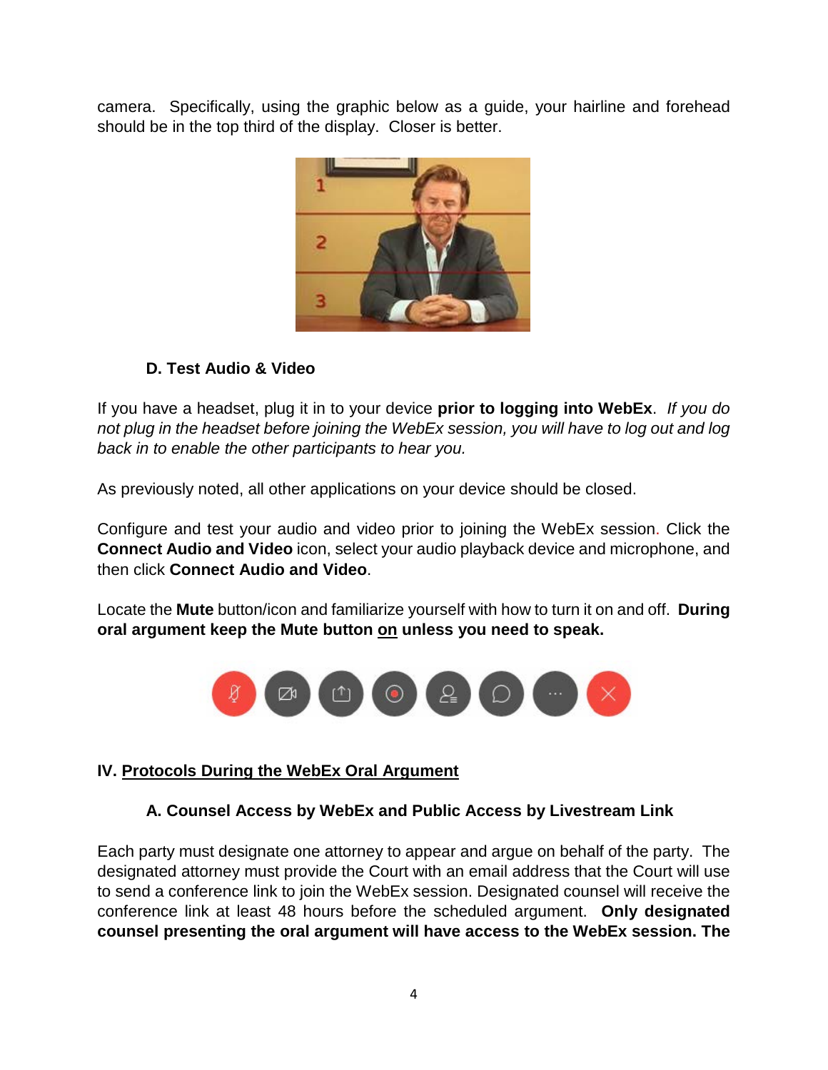camera. Specifically, using the graphic below as a guide, your hairline and forehead should be in the top third of the display. Closer is better.

### D. Test Audio & Video

If you have a headset, plug it in to your device **prior to logging into WebEx**. *If you do not plug in the headset before joining the WebEx session, you will have to log out and log back in to enable the other participants to hear you.*

As previously noted, all other applications on your device should be closed.

Configure and test your audio and video prior to joining the WebEx session. Click the **Connect Audio and Video** icon, select your audio playback device and microphone, and then click **Connect Audio and Video**.

Locate the **Mute** button/icon and familiarize yourself with how to turn it on and off. **During oral argument keep the Mute button <u>on</u> unless you need to speak.**

## IV. <u>Protocols During the WebEx Oral Argument</u>

### A. Counsel Access by WebEx and Public Access by Livestream Link

Each party must designate one attorney to appear and argue on behalf of the party. The designated attorney must provide the Court with an email address that the Court will use to send a conference link to join the WebEx session. Designated counsel will receive the conference link at least 48 hours before the scheduled argument. **Only designated counsel presenting the oral argument will have access to the WebEx session. The**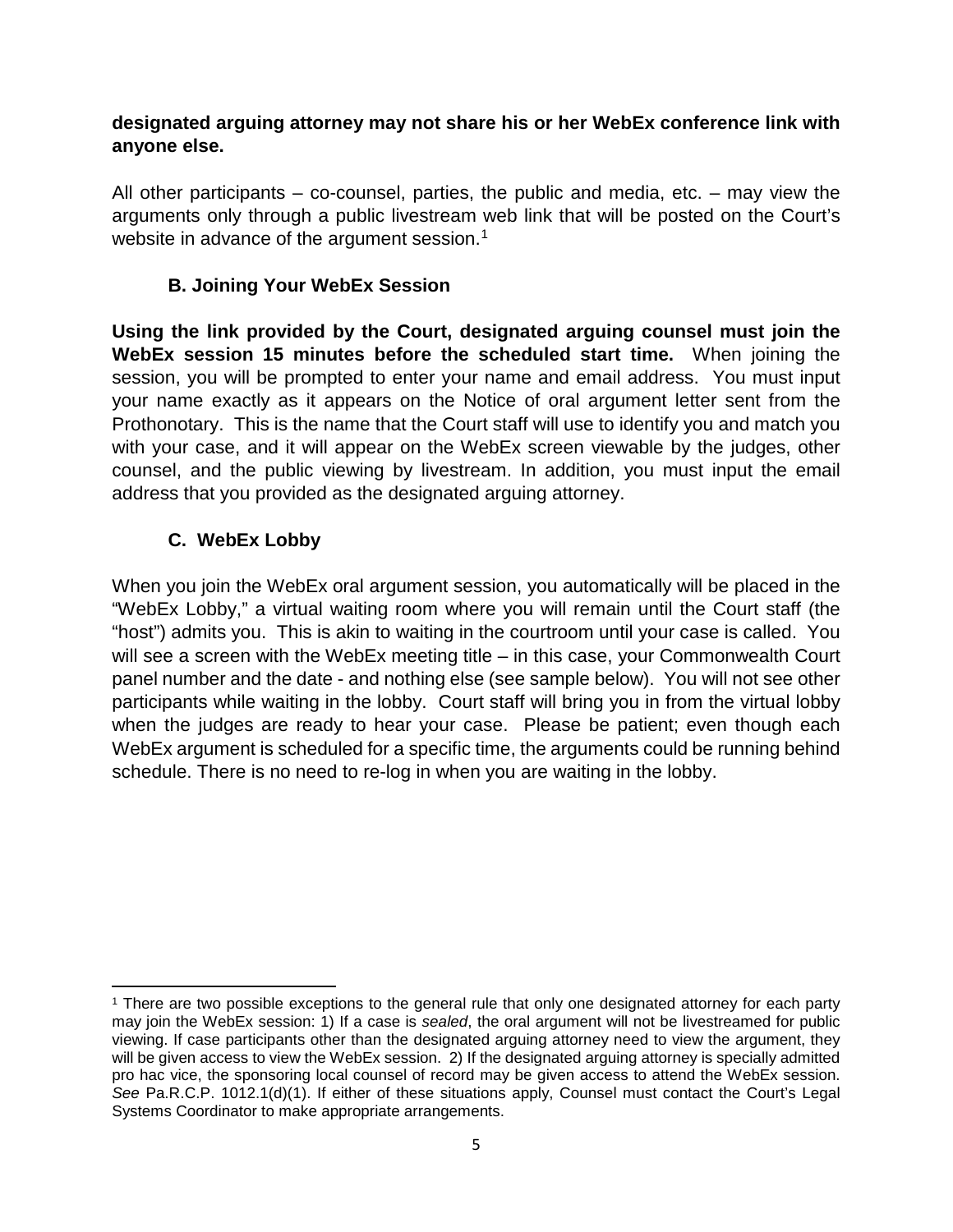**designated arguing attorney may not share his or her WebEx conference link with anyone else.**

All other participants – co-counsel, parties, the public and media, etc. – may view the arguments only through a public livestream web link that will be posted on the Court's website in advance of the argument session.[1]

### B. Joining Your WebEx Session

**Using the link provided by the Court, designated arguing counsel must join the WebEx session 15 minutes before the scheduled start time.** When joining the session, you will be prompted to enter your name and email address. You must input your name exactly as it appears on the Notice of oral argument letter sent from the Prothonotary. This is the name that the Court staff will use to identify you and match you with your case, and it will appear on the WebEx screen viewable by the judges, other counsel, and the public viewing by livestream. In addition, you must input the email address that you provided as the designated arguing attorney.

### C. WebEx Lobby

When you join the WebEx oral argument session, you automatically will be placed in the "WebEx Lobby," a virtual waiting room where you will remain until the Court staff (the "host") admits you. This is akin to waiting in the courtroom until your case is called. You will see a screen with the WebEx meeting title – in this case, your Commonwealth Court panel number and the date - and nothing else (see sample below). You will not see other participants while waiting in the lobby. Court staff will bring you in from the virtual lobby when the judges are ready to hear your case. Please be patient; even though each WebEx argument is scheduled for a specific time, the arguments could be running behind schedule. There is no need to re-log in when you are waiting in the lobby.

---

[1] There are two possible exceptions to the general rule that only one designated attorney for each party may join the WebEx session: 1) If a case is *sealed*, the oral argument will not be livestreamed for public viewing. If case participants other than the designated arguing attorney need to view the argument, they will be given access to view the WebEx session. 2) If the designated arguing attorney is specially admitted pro hac vice, the sponsoring local counsel of record may be given access to attend the WebEx session. *See* Pa.R.C.P. 1012.1(d)(1). If either of these situations apply, Counsel must contact the Court's Legal Systems Coordinator to make appropriate arrangements.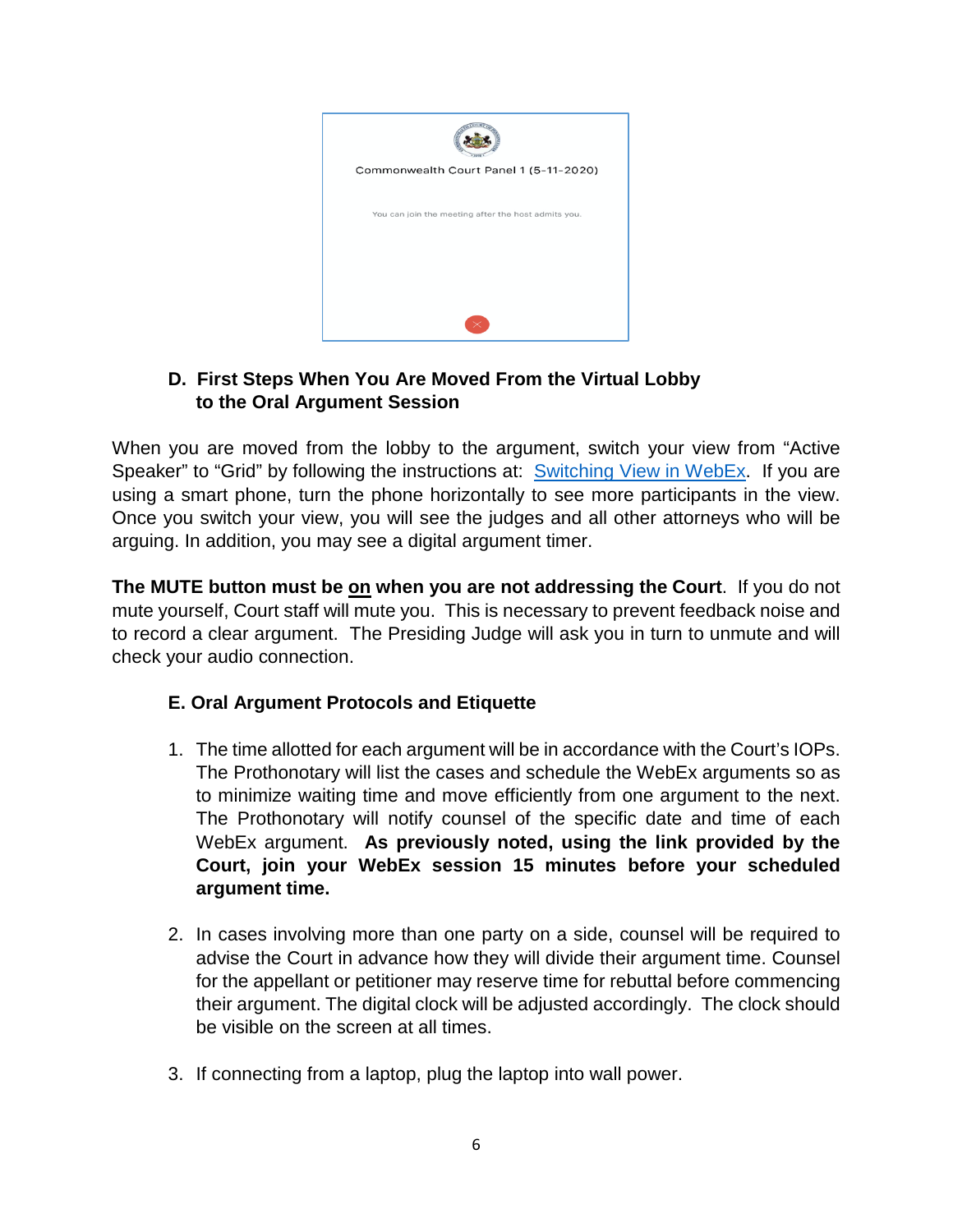Commonwealth Court Panel 1 (5-11-2020)

You can join the meeting after the host admits you.

### D. First Steps When You Are Moved From the Virtual Lobby to the Oral Argument Session

When you are moved from the lobby to the argument, switch your view from "Active Speaker" to "Grid" by following the instructions at: Switching View in WebEx. If you are using a smart phone, turn the phone horizontally to see more participants in the view. Once you switch your view, you will see the judges and all other attorneys who will be arguing. In addition, you may see a digital argument timer.

**The MUTE button must be on when you are not addressing the Court**. If you do not mute yourself, Court staff will mute you. This is necessary to prevent feedback noise and to record a clear argument. The Presiding Judge will ask you in turn to unmute and will check your audio connection.

### E. Oral Argument Protocols and Etiquette

1. The time allotted for each argument will be in accordance with the Court's IOPs. The Prothonotary will list the cases and schedule the WebEx arguments so as to minimize waiting time and move efficiently from one argument to the next. The Prothonotary will notify counsel of the specific date and time of each WebEx argument. **As previously noted, using the link provided by the Court, join your WebEx session 15 minutes before your scheduled argument time.**

2. In cases involving more than one party on a side, counsel will be required to advise the Court in advance how they will divide their argument time. Counsel for the appellant or petitioner may reserve time for rebuttal before commencing their argument. The digital clock will be adjusted accordingly. The clock should be visible on the screen at all times.

3. If connecting from a laptop, plug the laptop into wall power.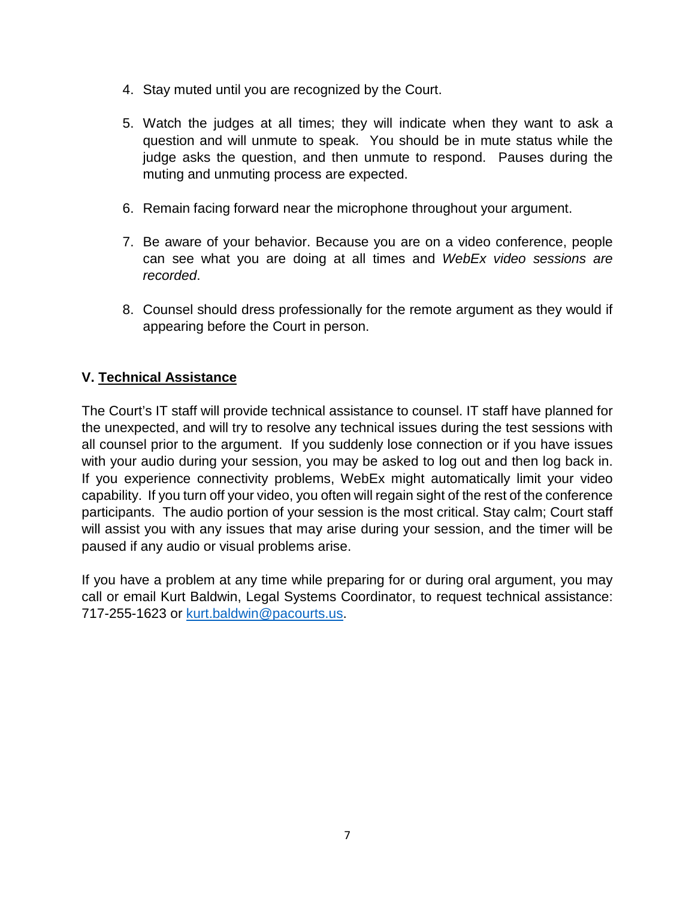4. Stay muted until you are recognized by the Court.

5. Watch the judges at all times; they will indicate when they want to ask a question and will unmute to speak. You should be in mute status while the judge asks the question, and then unmute to respond. Pauses during the muting and unmuting process are expected.

6. Remain facing forward near the microphone throughout your argument.

7. Be aware of your behavior. Because you are on a video conference, people can see what you are doing at all times and *WebEx video sessions are recorded*.

8. Counsel should dress professionally for the remote argument as they would if appearing before the Court in person.

## V. <u>Technical Assistance</u>

The Court's IT staff will provide technical assistance to counsel. IT staff have planned for the unexpected, and will try to resolve any technical issues during the test sessions with all counsel prior to the argument. If you suddenly lose connection or if you have issues with your audio during your session, you may be asked to log out and then log back in. If you experience connectivity problems, WebEx might automatically limit your video capability. If you turn off your video, you often will regain sight of the rest of the conference participants. The audio portion of your session is the most critical. Stay calm; Court staff will assist you with any issues that may arise during your session, and the timer will be paused if any audio or visual problems arise.

If you have a problem at any time while preparing for or during oral argument, you may call or email Kurt Baldwin, Legal Systems Coordinator, to request technical assistance: 717-255-1623 or [kurt.baldwin@pacourts.us](mailto:kurt.baldwin@pacourts.us).